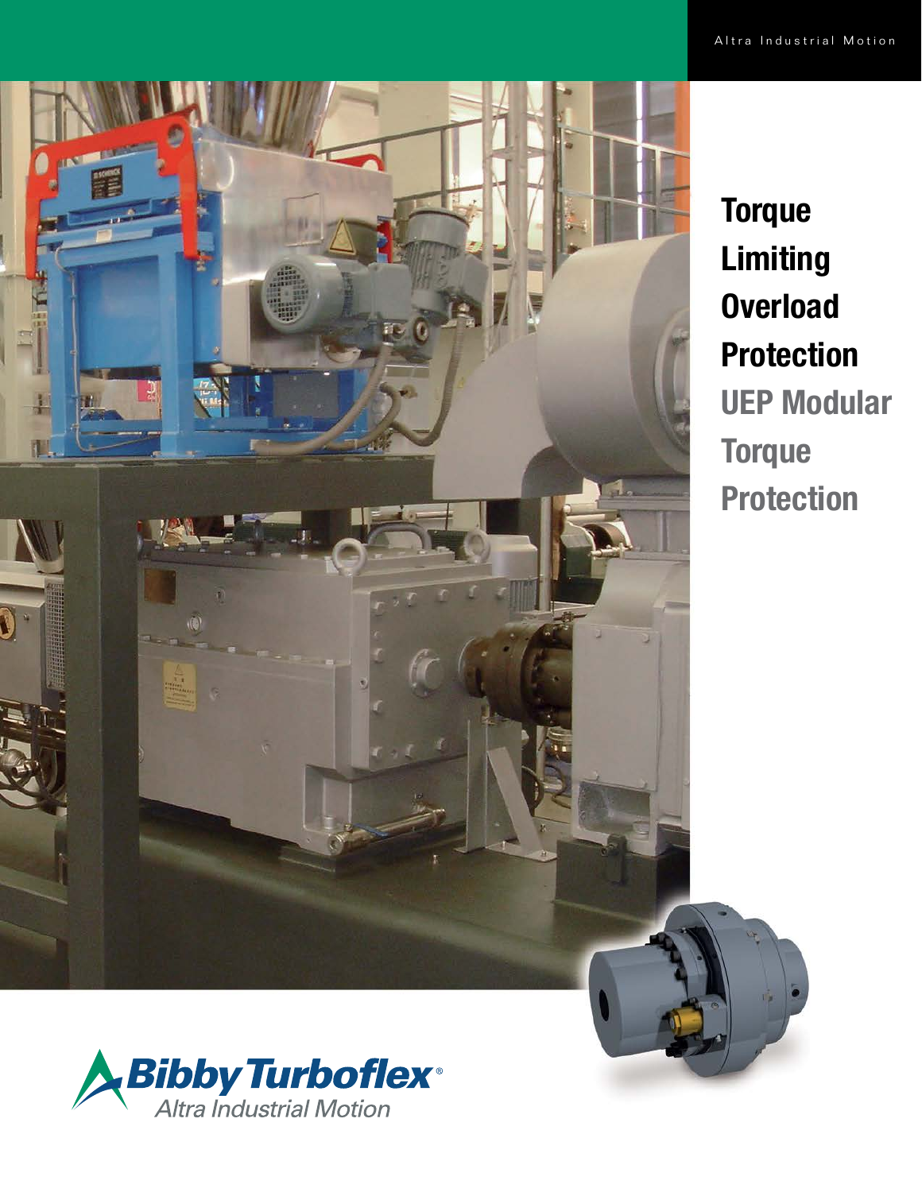Altra Industrial Motion

# Torque Limiting Overload Protection

## UEP Modular Torque Protection

Bibby Turboflex®

Altra Industrial Motion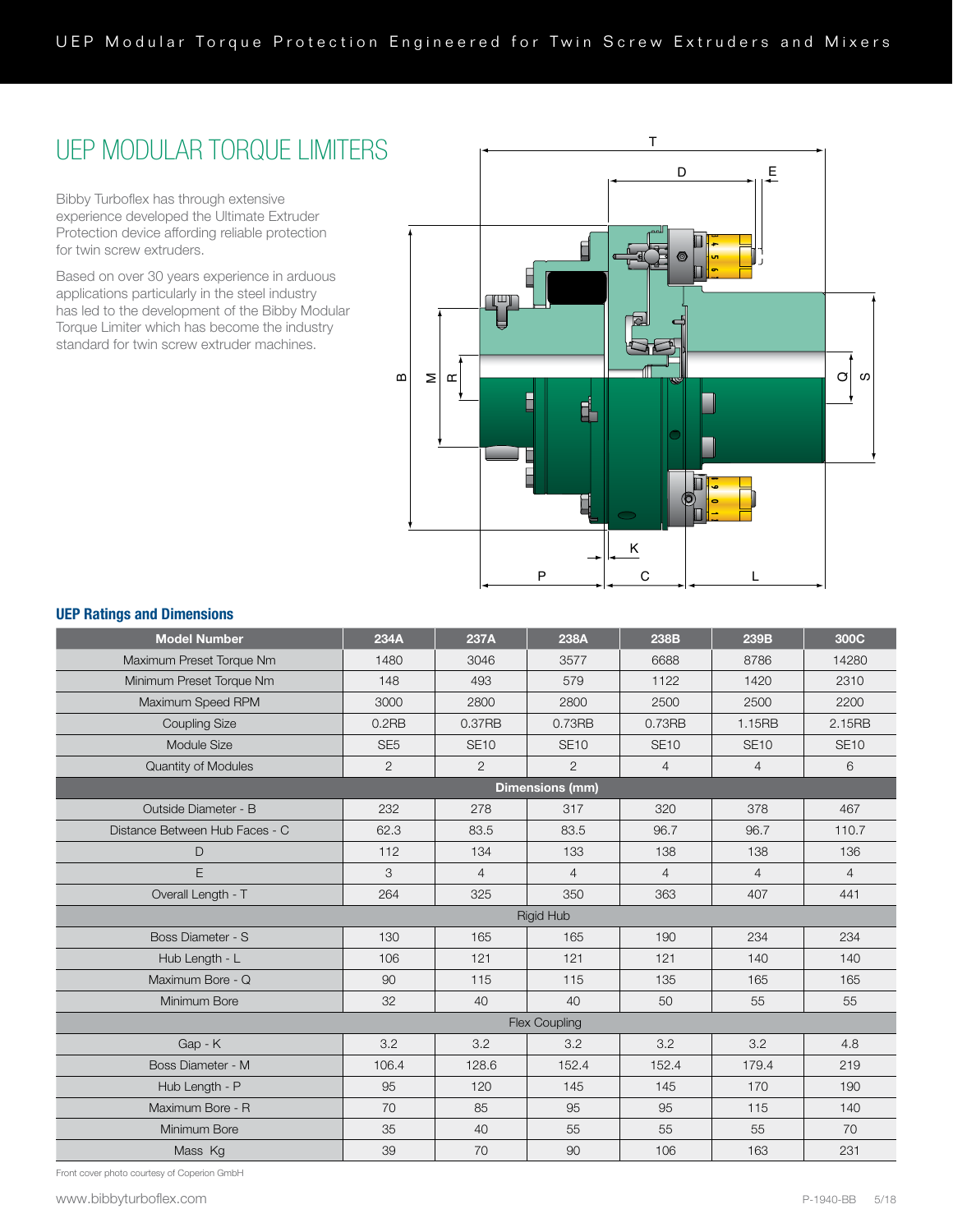# UEP MODULAR TORQUE LIMITERS

Bibby Turboflex has through extensive experience developed the Ultimate Extruder Protection device affording reliable protection for twin screw extruders.

Based on over 30 years experience in arduous applications particularly in the steel industry has led to the development of the Bibby Modular Torque Limiter which has become the industry standard for twin screw extruder machines.

## UEP Ratings and Dimensions

| Model Number | 234A | 237A | 238A | 238B | 239B | 300C |
|---|---|---|---|---|---|---|
| Maximum Preset Torque Nm | 1480 | 3046 | 3577 | 6688 | 8786 | 14280 |
| Minimum Preset Torque Nm | 148 | 493 | 579 | 1122 | 1420 | 2310 |
| Maximum Speed RPM | 3000 | 2800 | 2800 | 2500 | 2500 | 2200 |
| Coupling Size | 0.2RB | 0.37RB | 0.73RB | 0.73RB | 1.15RB | 2.15RB |
| Module Size | SE5 | SE10 | SE10 | SE10 | SE10 | SE10 |
| Quantity of Modules | 2 | 2 | 2 | 4 | 4 | 6 |
| **Dimensions (mm)** | | | | | | |
| Outside Diameter - B | 232 | 278 | 317 | 320 | 378 | 467 |
| Distance Between Hub Faces - C | 62.3 | 83.5 | 83.5 | 96.7 | 96.7 | 110.7 |
| D | 112 | 134 | 133 | 138 | 138 | 136 |
| E | 3 | 4 | 4 | 4 | 4 | 4 |
| Overall Length - T | 264 | 325 | 350 | 363 | 407 | 441 |
| **Rigid Hub** | | | | | | |
| Boss Diameter - S | 130 | 165 | 165 | 190 | 234 | 234 |
| Hub Length - L | 106 | 121 | 121 | 121 | 140 | 140 |
| Maximum Bore - Q | 90 | 115 | 115 | 135 | 165 | 165 |
| Minimum Bore | 32 | 40 | 40 | 50 | 55 | 55 |
| **Flex Coupling** | | | | | | |
| Gap - K | 3.2 | 3.2 | 3.2 | 3.2 | 3.2 | 4.8 |
| Boss Diameter - M | 106.4 | 128.6 | 152.4 | 152.4 | 179.4 | 219 |
| Hub Length - P | 95 | 120 | 145 | 145 | 170 | 190 |
| Maximum Bore - R | 70 | 85 | 95 | 95 | 115 | 140 |
| Minimum Bore | 35 | 40 | 55 | 55 | 55 | 70 |
| Mass Kg | 39 | 70 | 90 | 106 | 163 | 231 |

Front cover photo courtesy of Coperion GmbH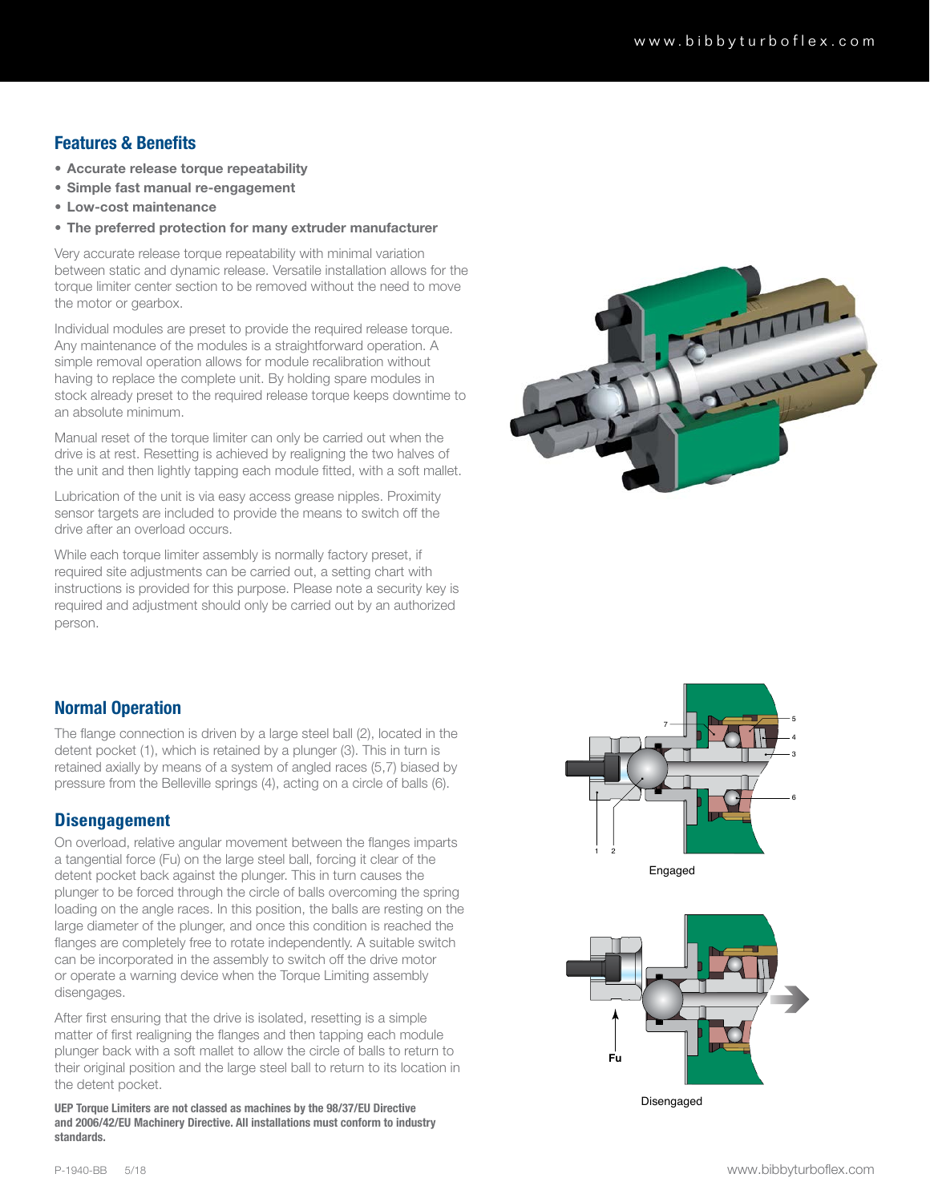## Features & Benefits

- Accurate release torque repeatability
- Simple fast manual re-engagement
- Low-cost maintenance
- The preferred protection for many extruder manufacturer

Very accurate release torque repeatability with minimal variation between static and dynamic release. Versatile installation allows for the torque limiter center section to be removed without the need to move the motor or gearbox.

Individual modules are preset to provide the required release torque. Any maintenance of the modules is a straightforward operation. A simple removal operation allows for module recalibration without having to replace the complete unit. By holding spare modules in stock already preset to the required release torque keeps downtime to an absolute minimum.

Manual reset of the torque limiter can only be carried out when the drive is at rest. Resetting is achieved by realigning the two halves of the unit and then lightly tapping each module fitted, with a soft mallet.

Lubrication of the unit is via easy access grease nipples. Proximity sensor targets are included to provide the means to switch off the drive after an overload occurs.

While each torque limiter assembly is normally factory preset, if required site adjustments can be carried out, a setting chart with instructions is provided for this purpose. Please note a security key is required and adjustment should only be carried out by an authorized person.

## Normal Operation

The flange connection is driven by a large steel ball (2), located in the detent pocket (1), which is retained by a plunger (3). This in turn is retained axially by means of a system of angled races (5,7) biased by pressure from the Belleville springs (4), acting on a circle of balls (6).

Engaged

## Disengagement

On overload, relative angular movement between the flanges imparts a tangential force (Fu) on the large steel ball, forcing it clear of the detent pocket back against the plunger. This in turn causes the plunger to be forced through the circle of balls overcoming the spring loading on the angle races. In this position, the balls are resting on the large diameter of the plunger, and once this condition is reached the flanges are completely free to rotate independently. A suitable switch can be incorporated in the assembly to switch off the drive motor or operate a warning device when the Torque Limiting assembly disengages.

After first ensuring that the drive is isolated, resetting is a simple matter of first realigning the flanges and then tapping each module plunger back with a soft mallet to allow the circle of balls to return to their original position and the large steel ball to return to its location in the detent pocket.

Disengaged

**UEP Torque Limiters are not classed as machines by the 98/37/EU Directive and 2006/42/EU Machinery Directive. All installations must conform to industry standards.**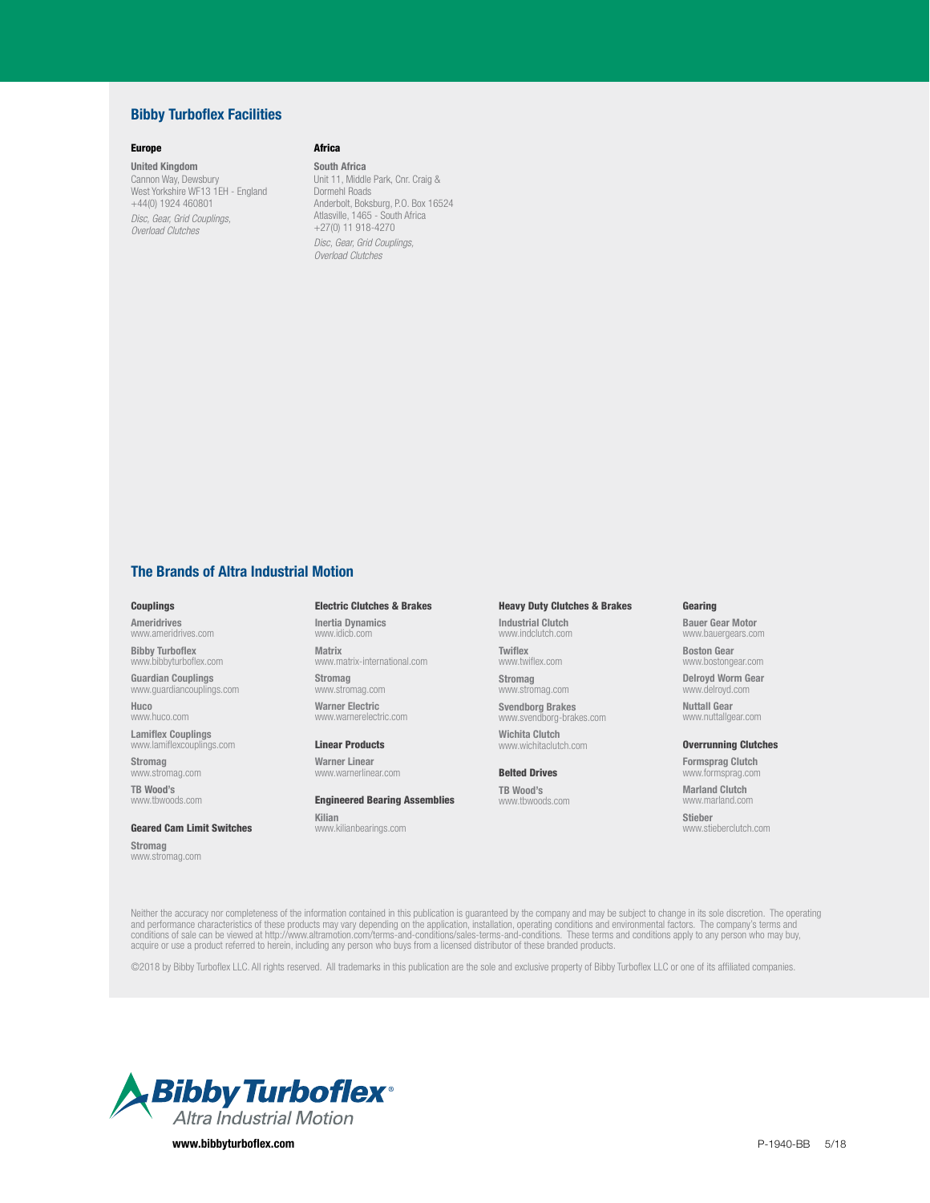## Bibby Turboflex Facilities

### Europe

**United Kingdom**
Cannon Way, Dewsbury
West Yorkshire WF13 1EH - England
+44(0) 1924 460801
*Disc, Gear, Grid Couplings, Overload Clutches*

### Africa

**South Africa**
Unit 11, Middle Park, Cnr. Craig & Dormehl Roads
Anderbolt, Boksburg, P.O. Box 16524
Atlasville, 1465 - South Africa
+27(0) 11 918-4270
*Disc, Gear, Grid Couplings, Overload Clutches*

## The Brands of Altra Industrial Motion

### Couplings

**Ameridrives**
www.ameridrives.com

**Bibby Turboflex**
www.bibbyturboflex.com

**Guardian Couplings**
www.guardiancouplings.com

**Huco**
www.huco.com

**Lamiflex Couplings**
www.lamiflexcouplings.com

**Stromag**
www.stromag.com

**TB Wood's**
www.tbwoods.com

### Geared Cam Limit Switches

**Stromag**
www.stromag.com

### Electric Clutches & Brakes

**Inertia Dynamics**
www.idicb.com

**Matrix**
www.matrix-international.com

**Stromag**
www.stromag.com

**Warner Electric**
www.warnerelectric.com

### Linear Products

**Warner Linear**
www.warnerlinear.com

### Engineered Bearing Assemblies

**Kilian**
www.kilianbearings.com

### Heavy Duty Clutches & Brakes

**Industrial Clutch**
www.indclutch.com

**Twiflex**
www.twiflex.com

**Stromag**
www.stromag.com

**Svendborg Brakes**
www.svendborg-brakes.com

**Wichita Clutch**
www.wichitaclutch.com

### Belted Drives

**TB Wood's**
www.tbwoods.com

### Gearing

**Bauer Gear Motor**
www.bauergears.com

**Boston Gear**
www.bostongear.com

**Delroyd Worm Gear**
www.delroyd.com

**Nuttall Gear**
www.nuttallgear.com

### Overrunning Clutches

**Formsprag Clutch**
www.formsprag.com

**Marland Clutch**
www.marland.com

**Stieber**
www.stieberclutch.com

Neither the accuracy nor completeness of the information contained in this publication is guaranteed by the company and may be subject to change in its sole discretion. The operating and performance characteristics of these products may vary depending on the application, installation, operating conditions and environmental factors. The company's terms and conditions of sale can be viewed at http://www.altramotion.com/terms-and-conditions/sales-terms-and-conditions. These terms and conditions apply to any person who may buy, acquire or use a product referred to herein, including any person who buys from a licensed distributor of these branded products.

©2018 by Bibby Turboflex LLC. All rights reserved. All trademarks in this publication are the sole and exclusive property of Bibby Turboflex LLC or one of its affiliated companies.

**Bibby Turboflex®**
*Altra Industrial Motion*

**www.bibbyturboflex.com**

P-1940-BB 5/18